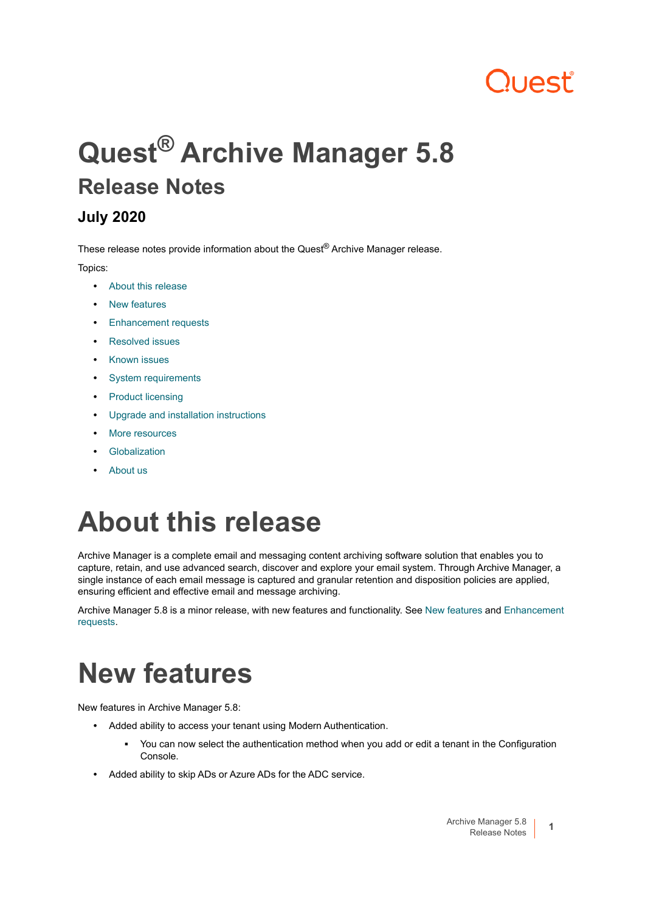# Quest® Archive Manager 5.8

## Release Notes

### July 2020

These release notes provide information about the Quest® Archive Manager release.

Topics:

- About this release
- New features
- Enhancement requests
- Resolved issues
- Known issues
- System requirements
- Product licensing
- Upgrade and installation instructions
- More resources
- Globalization
- About us

# About this release

Archive Manager is a complete email and messaging content archiving software solution that enables you to capture, retain, and use advanced search, discover and explore your email system. Through Archive Manager, a single instance of each email message is captured and granular retention and disposition policies are applied, ensuring efficient and effective email and message archiving.

Archive Manager 5.8 is a minor release, with new features and functionality. See New features and Enhancement requests.

# New features

New features in Archive Manager 5.8:

- Added ability to access your tenant using Modern Authentication.
  - You can now select the authentication method when you add or edit a tenant in the Configuration Console.
- Added ability to skip ADs or Azure ADs for the ADC service.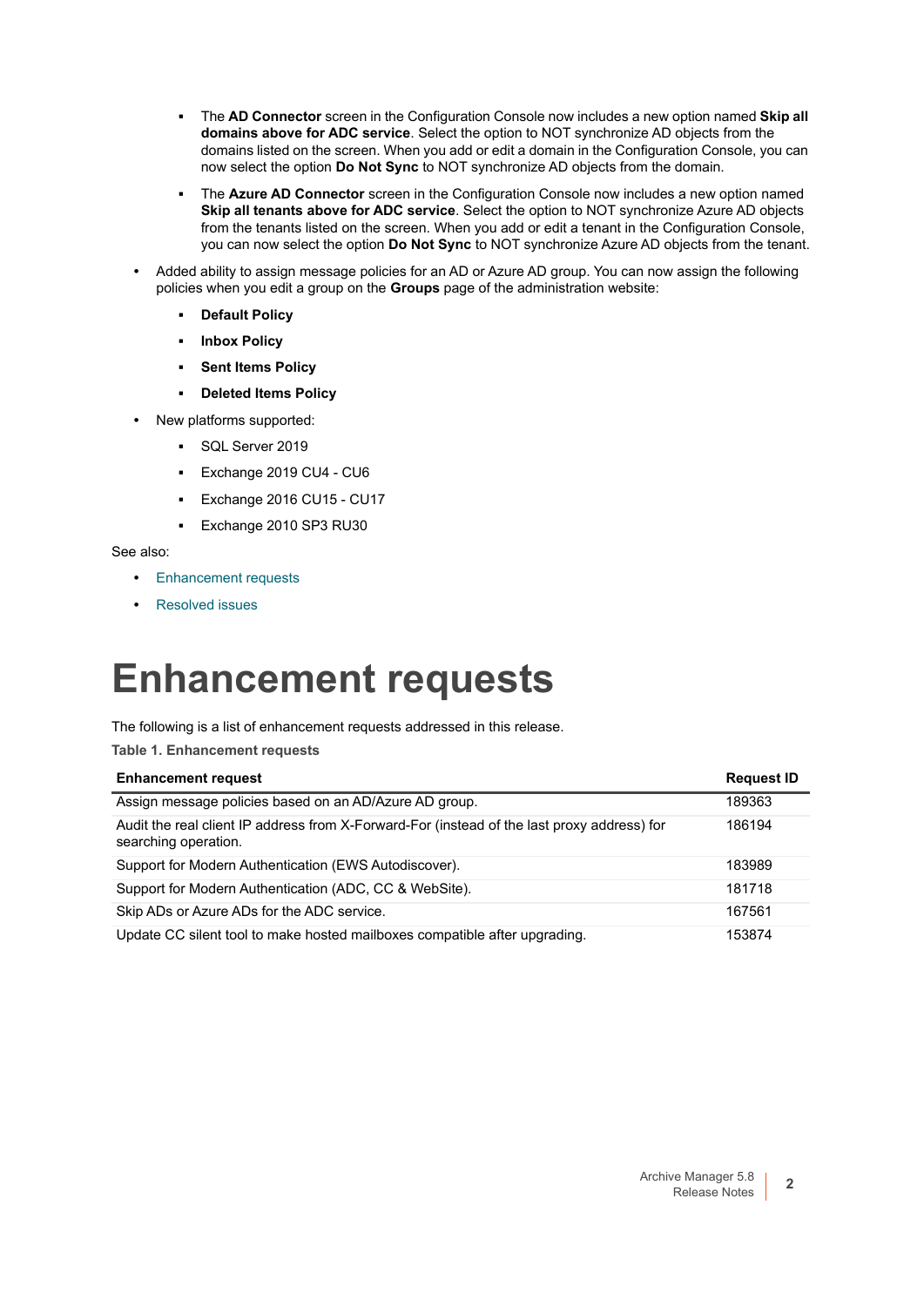- The **AD Connector** screen in the Configuration Console now includes a new option named **Skip all domains above for ADC service**. Select the option to NOT synchronize AD objects from the domains listed on the screen. When you add or edit a domain in the Configuration Console, you can now select the option **Do Not Sync** to NOT synchronize AD objects from the domain.
    - The **Azure AD Connector** screen in the Configuration Console now includes a new option named **Skip all tenants above for ADC service**. Select the option to NOT synchronize Azure AD objects from the tenants listed on the screen. When you add or edit a tenant in the Configuration Console, you can now select the option **Do Not Sync** to NOT synchronize Azure AD objects from the tenant.
- Added ability to assign message policies for an AD or Azure AD group. You can now assign the following policies when you edit a group on the **Groups** page of the administration website:
    - **Default Policy**
    - **Inbox Policy**
    - **Sent Items Policy**
    - **Deleted Items Policy**
- New platforms supported:
    - SQL Server 2019
    - Exchange 2019 CU4 - CU6
    - Exchange 2016 CU15 - CU17
    - Exchange 2010 SP3 RU30

See also:

- Enhancement requests
- Resolved issues

# Enhancement requests

The following is a list of enhancement requests addressed in this release.

**Table 1. Enhancement requests**

| Enhancement request | Request ID |
|---|---|
| Assign message policies based on an AD/Azure AD group. | 189363 |
| Audit the real client IP address from X-Forward-For (instead of the last proxy address) for searching operation. | 186194 |
| Support for Modern Authentication (EWS Autodiscover). | 183989 |
| Support for Modern Authentication (ADC, CC & WebSite). | 181718 |
| Skip ADs or Azure ADs for the ADC service. | 167561 |
| Update CC silent tool to make hosted mailboxes compatible after upgrading. | 153874 |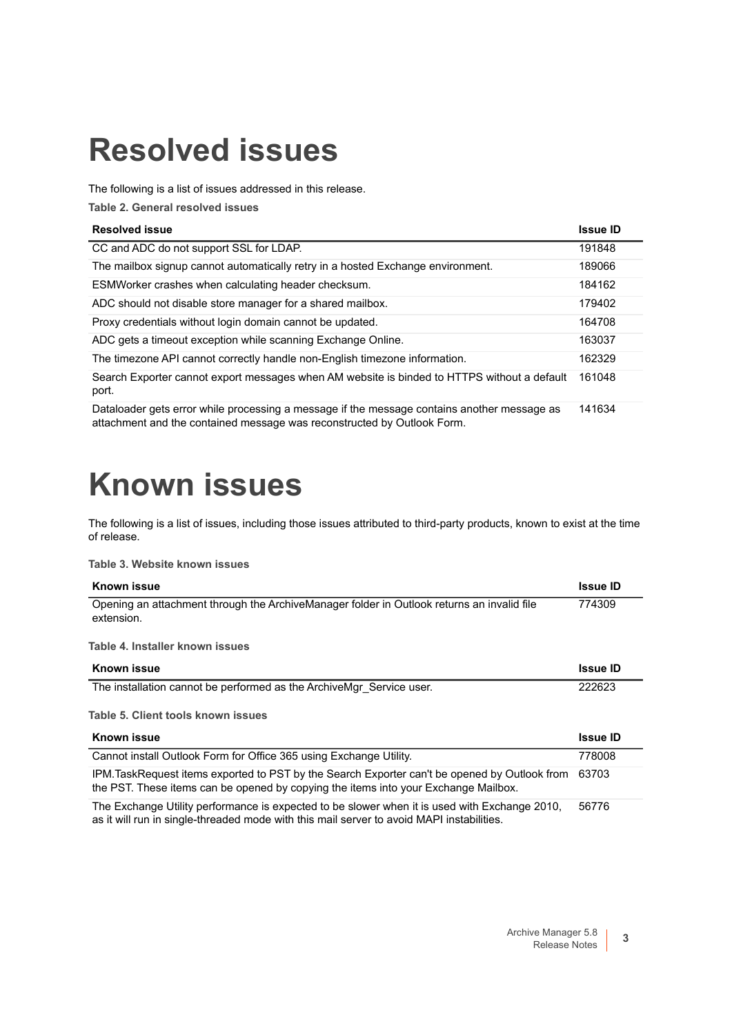# Resolved issues

The following is a list of issues addressed in this release.

**Table 2. General resolved issues**

| Resolved issue | Issue ID |
|---|---|
| CC and ADC do not support SSL for LDAP. | 191848 |
| The mailbox signup cannot automatically retry in a hosted Exchange environment. | 189066 |
| ESMWorker crashes when calculating header checksum. | 184162 |
| ADC should not disable store manager for a shared mailbox. | 179402 |
| Proxy credentials without login domain cannot be updated. | 164708 |
| ADC gets a timeout exception while scanning Exchange Online. | 163037 |
| The timezone API cannot correctly handle non-English timezone information. | 162329 |
| Search Exporter cannot export messages when AM website is binded to HTTPS without a default port. | 161048 |
| Dataloader gets error while processing a message if the message contains another message as attachment and the contained message was reconstructed by Outlook Form. | 141634 |

# Known issues

The following is a list of issues, including those issues attributed to third-party products, known to exist at the time of release.

**Table 3. Website known issues**

| Known issue | Issue ID |
|---|---|
| Opening an attachment through the ArchiveManager folder in Outlook returns an invalid file extension. | 774309 |

**Table 4. Installer known issues**

| Known issue | Issue ID |
|---|---|
| The installation cannot be performed as the ArchiveMgr_Service user. | 222623 |

**Table 5. Client tools known issues**

| Known issue | Issue ID |
|---|---|
| Cannot install Outlook Form for Office 365 using Exchange Utility. | 778008 |
| IPM.TaskRequest items exported to PST by the Search Exporter can't be opened by Outlook from the PST. These items can be opened by copying the items into your Exchange Mailbox. | 63703 |
| The Exchange Utility performance is expected to be slower when it is used with Exchange 2010, as it will run in single-threaded mode with this mail server to avoid MAPI instabilities. | 56776 |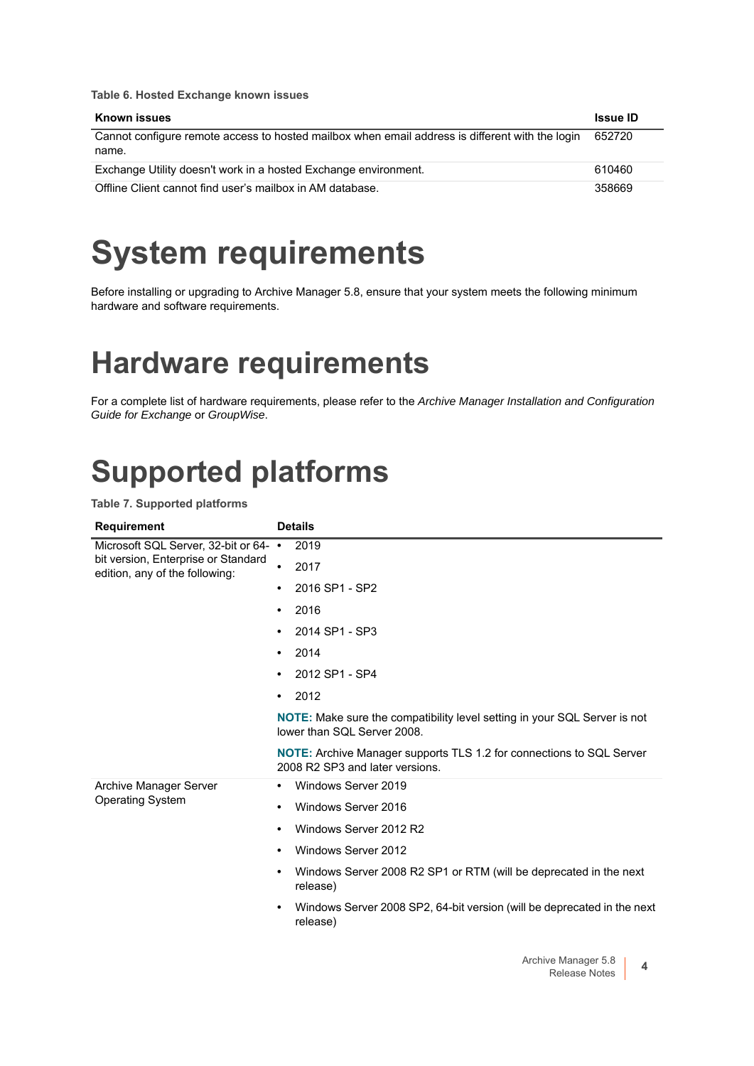**Table 6. Hosted Exchange known issues**

| Known issues | Issue ID |
| --- | --- |
| Cannot configure remote access to hosted mailbox when email address is different with the login name. | 652720 |
| Exchange Utility doesn't work in a hosted Exchange environment. | 610460 |
| Offline Client cannot find user's mailbox in AM database. | 358669 |

# System requirements

Before installing or upgrading to Archive Manager 5.8, ensure that your system meets the following minimum hardware and software requirements.

# Hardware requirements

For a complete list of hardware requirements, please refer to the *Archive Manager Installation and Configuration Guide for Exchange* or *GroupWise*.

# Supported platforms

**Table 7. Supported platforms**

| Requirement | Details |
| --- | --- |
| Microsoft SQL Server, 32-bit or 64-bit version, Enterprise or Standard edition, any of the following: | • 2019<br>• 2017<br>• 2016 SP1 - SP2<br>• 2016<br>• 2014 SP1 - SP3<br>• 2014<br>• 2012 SP1 - SP4<br>• 2012<br>**NOTE:** Make sure the compatibility level setting in your SQL Server is not lower than SQL Server 2008.<br>**NOTE:** Archive Manager supports TLS 1.2 for connections to SQL Server 2008 R2 SP3 and later versions. |
| Archive Manager Server Operating System | • Windows Server 2019<br>• Windows Server 2016<br>• Windows Server 2012 R2<br>• Windows Server 2012<br>• Windows Server 2008 R2 SP1 or RTM (will be deprecated in the next release)<br>• Windows Server 2008 SP2, 64-bit version (will be deprecated in the next release) |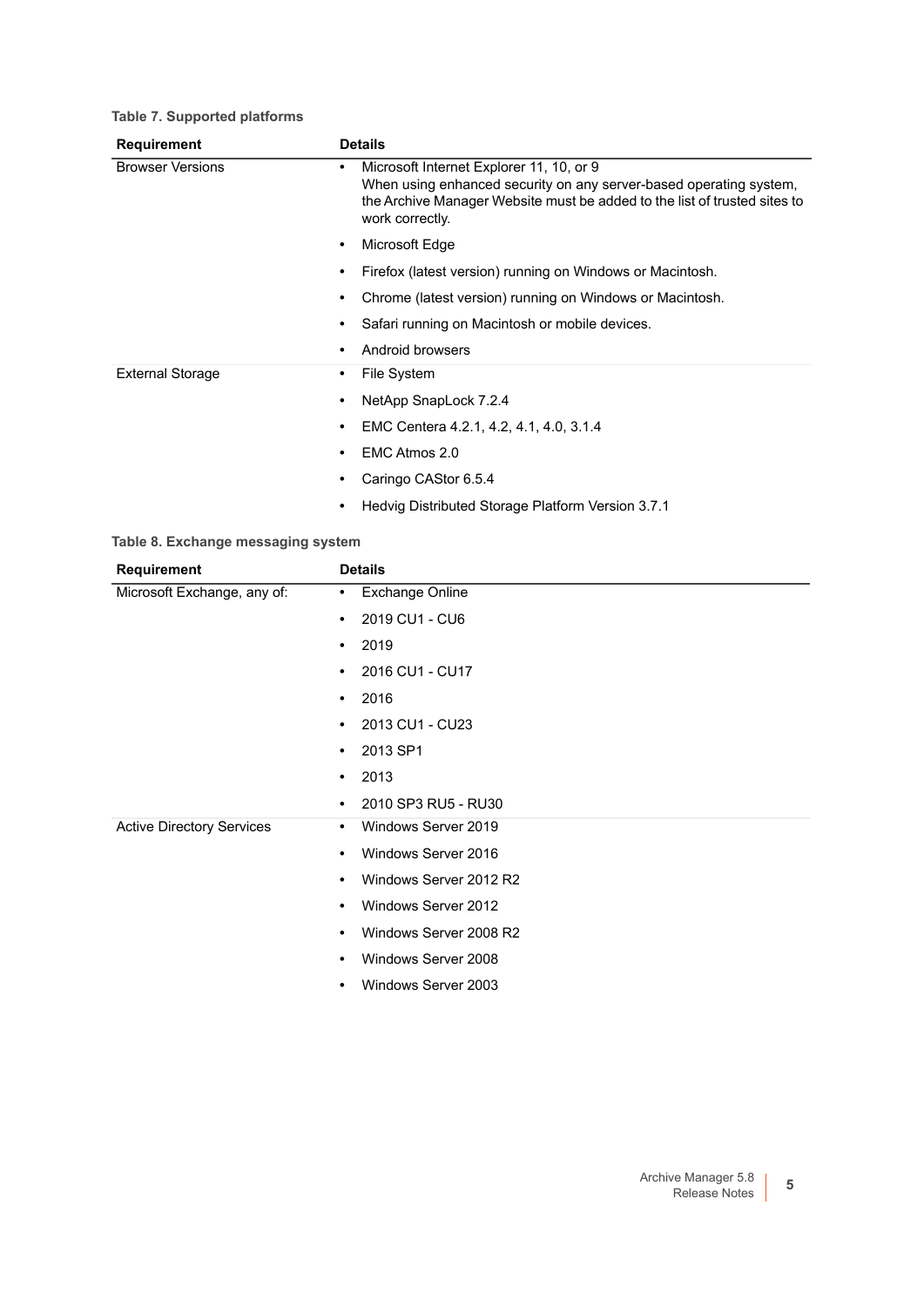**Table 7. Supported platforms**

| Requirement | Details |
|---|---|
| Browser Versions | • Microsoft Internet Explorer 11, 10, or 9<br>When using enhanced security on any server-based operating system, the Archive Manager Website must be added to the list of trusted sites to work correctly.<br>• Microsoft Edge<br>• Firefox (latest version) running on Windows or Macintosh.<br>• Chrome (latest version) running on Windows or Macintosh.<br>• Safari running on Macintosh or mobile devices.<br>• Android browsers |
| External Storage | • File System<br>• NetApp SnapLock 7.2.4<br>• EMC Centera 4.2.1, 4.2, 4.1, 4.0, 3.1.4<br>• EMC Atmos 2.0<br>• Caringo CAStor 6.5.4<br>• Hedvig Distributed Storage Platform Version 3.7.1 |

**Table 8. Exchange messaging system**

| Requirement | Details |
|---|---|
| Microsoft Exchange, any of: | • Exchange Online<br>• 2019 CU1 - CU6<br>• 2019<br>• 2016 CU1 - CU17<br>• 2016<br>• 2013 CU1 - CU23<br>• 2013 SP1<br>• 2013<br>• 2010 SP3 RU5 - RU30 |
| Active Directory Services | • Windows Server 2019<br>• Windows Server 2016<br>• Windows Server 2012 R2<br>• Windows Server 2012<br>• Windows Server 2008 R2<br>• Windows Server 2008<br>• Windows Server 2003 |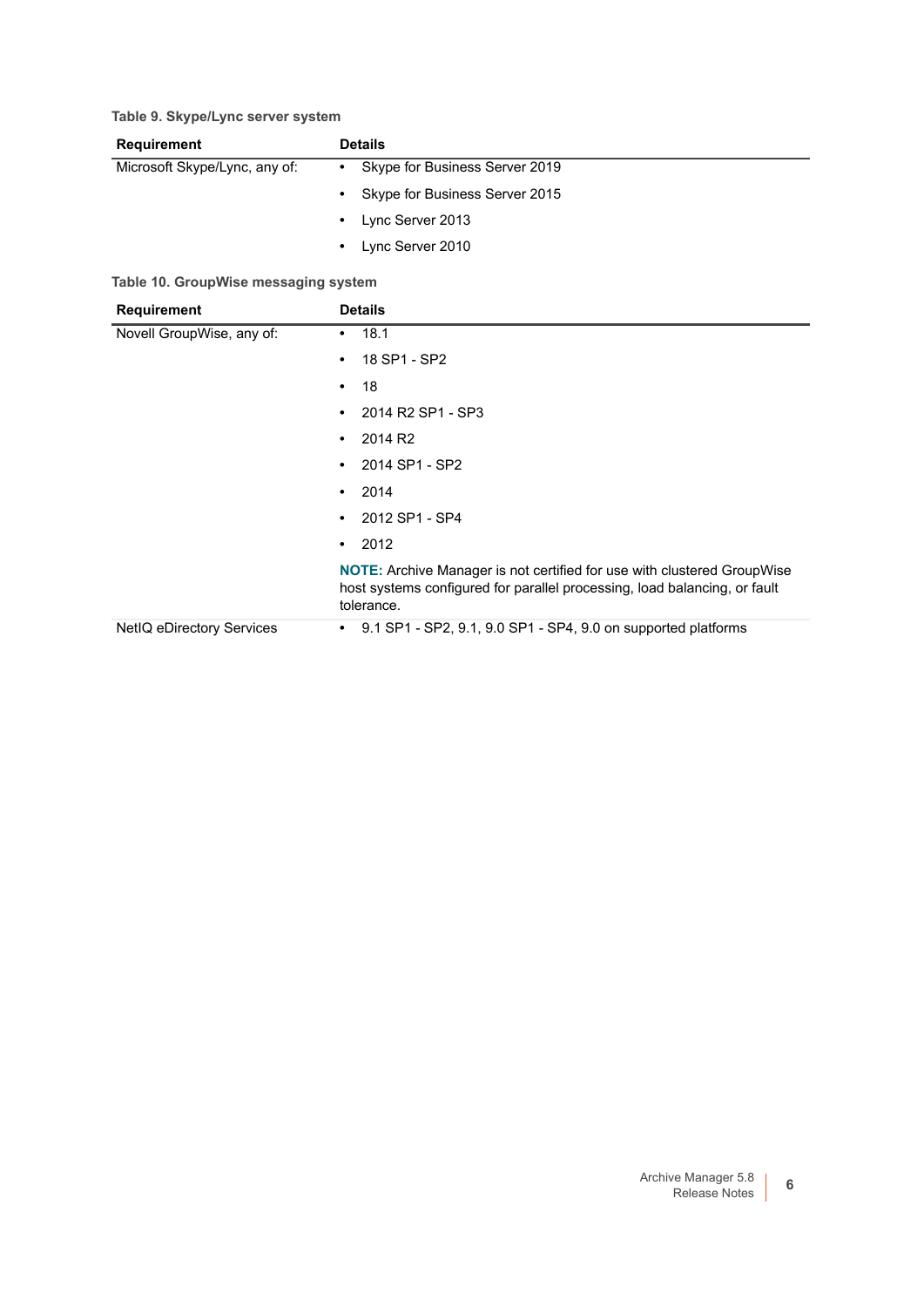**Table 9. Skype/Lync server system**

| Requirement | Details |
| --- | --- |
| Microsoft Skype/Lync, any of: | • Skype for Business Server 2019<br>• Skype for Business Server 2015<br>• Lync Server 2013<br>• Lync Server 2010 |

**Table 10. GroupWise messaging system**

| Requirement | Details |
| --- | --- |
| Novell GroupWise, any of: | • 18.1<br>• 18 SP1 - SP2<br>• 18<br>• 2014 R2 SP1 - SP3<br>• 2014 R2<br>• 2014 SP1 - SP2<br>• 2014<br>• 2012 SP1 - SP4<br>• 2012<br>**NOTE:** Archive Manager is not certified for use with clustered GroupWise host systems configured for parallel processing, load balancing, or fault tolerance. |
| NetIQ eDirectory Services | • 9.1 SP1 - SP2, 9.1, 9.0 SP1 - SP4, 9.0 on supported platforms |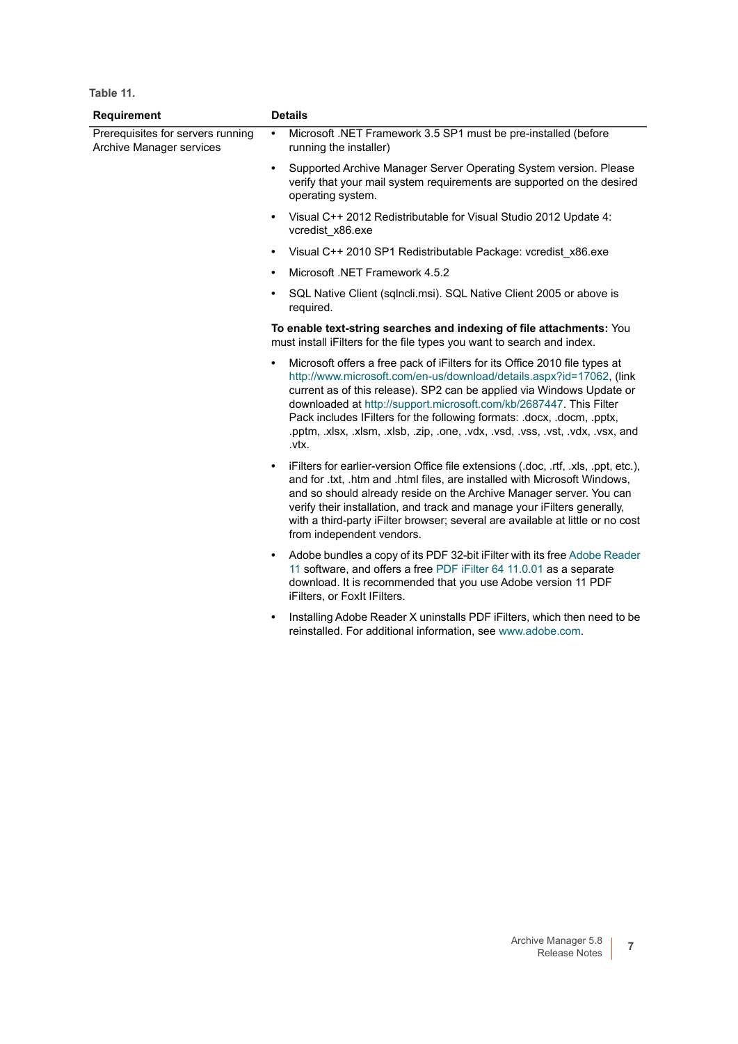**Table 11.**

| Requirement | Details |
|---|---|
| Prerequisites for servers running Archive Manager services | • Microsoft .NET Framework 3.5 SP1 must be pre-installed (before running the installer)<br>• Supported Archive Manager Server Operating System version. Please verify that your mail system requirements are supported on the desired operating system.<br>• Visual C++ 2012 Redistributable for Visual Studio 2012 Update 4: vcredist_x86.exe<br>• Visual C++ 2010 SP1 Redistributable Package: vcredist_x86.exe<br>• Microsoft .NET Framework 4.5.2<br>• SQL Native Client (sqlncli.msi). SQL Native Client 2005 or above is required.<br>**To enable text-string searches and indexing of file attachments:** You must install iFilters for the file types you want to search and index.<br>• Microsoft offers a free pack of iFilters for its Office 2010 file types at http://www.microsoft.com/en-us/download/details.aspx?id=17062, (link current as of this release). SP2 can be applied via Windows Update or downloaded at http://support.microsoft.com/kb/2687447. This Filter Pack includes IFilters for the following formats: .docx, .docm, .pptx, .pptm, .xlsx, .xlsm, .xlsb, .zip, .one, .vdx, .vsd, .vss, .vst, .vdx, .vsx, and .vtx.<br>• iFilters for earlier-version Office file extensions (.doc, .rtf, .xls, .ppt, etc.), and for .txt, .htm and .html files, are installed with Microsoft Windows, and so should already reside on the Archive Manager server. You can verify their installation, and track and manage your iFilters generally, with a third-party iFilter browser; several are available at little or no cost from independent vendors.<br>• Adobe bundles a copy of its PDF 32-bit iFilter with its free Adobe Reader 11 software, and offers a free PDF iFilter 64 11.0.01 as a separate download. It is recommended that you use Adobe version 11 PDF iFilters, or FoxIt IFilters.<br>• Installing Adobe Reader X uninstalls PDF iFilters, which then need to be reinstalled. For additional information, see www.adobe.com. |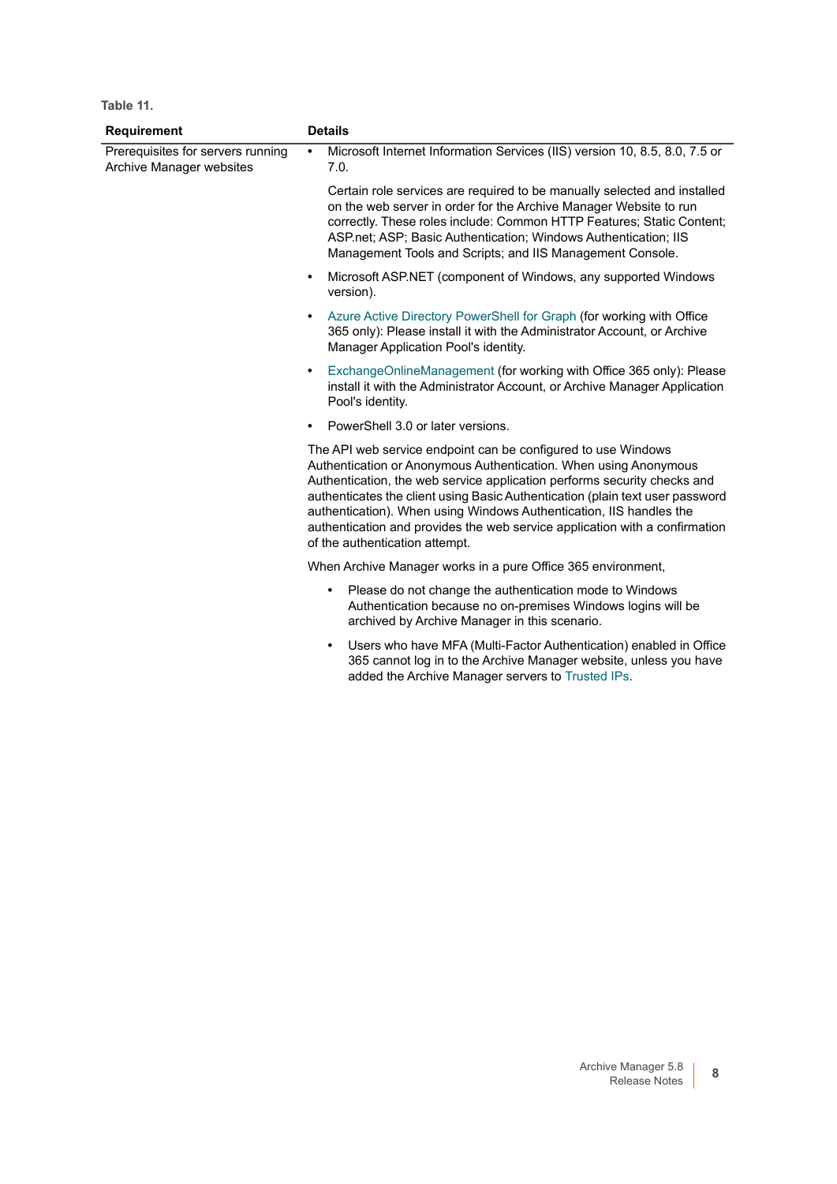Table 11.

| Requirement | Details |
| --- | --- |
| Prerequisites for servers running Archive Manager websites | • Microsoft Internet Information Services (IIS) version 10, 8.5, 8.0, 7.5 or 7.0.<br><br>Certain role services are required to be manually selected and installed on the web server in order for the Archive Manager Website to run correctly. These roles include: Common HTTP Features; Static Content; ASP.net; ASP; Basic Authentication; Windows Authentication; IIS Management Tools and Scripts; and IIS Management Console.<br><br>• Microsoft ASP.NET (component of Windows, any supported Windows version).<br><br>• Azure Active Directory PowerShell for Graph (for working with Office 365 only): Please install it with the Administrator Account, or Archive Manager Application Pool's identity.<br><br>• ExchangeOnlineManagement (for working with Office 365 only): Please install it with the Administrator Account, or Archive Manager Application Pool's identity.<br><br>• PowerShell 3.0 or later versions.<br><br>The API web service endpoint can be configured to use Windows Authentication or Anonymous Authentication. When using Anonymous Authentication, the web service application performs security checks and authenticates the client using Basic Authentication (plain text user password authentication). When using Windows Authentication, IIS handles the authentication and provides the web service application with a confirmation of the authentication attempt.<br><br>When Archive Manager works in a pure Office 365 environment,<br><br>• Please do not change the authentication mode to Windows Authentication because no on-premises Windows logins will be archived by Archive Manager in this scenario.<br><br>• Users who have MFA (Multi-Factor Authentication) enabled in Office 365 cannot log in to the Archive Manager website, unless you have added the Archive Manager servers to Trusted IPs. |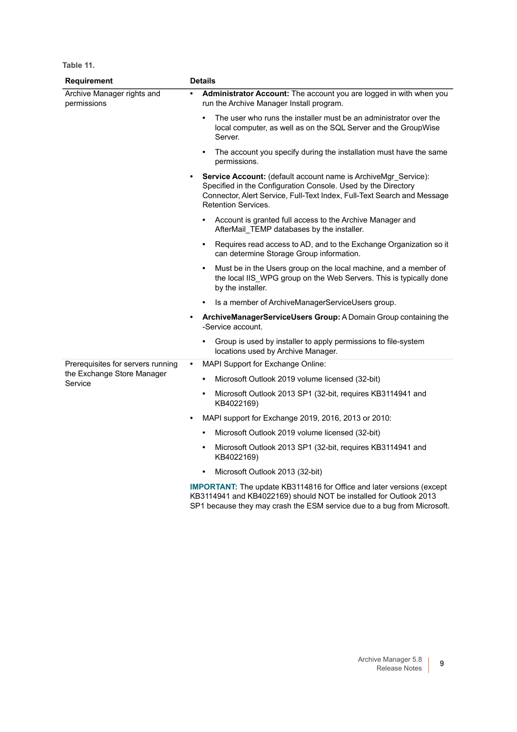Table 11.

| Requirement | Details |
|---|---|
| Archive Manager rights and permissions | • **Administrator Account:** The account you are logged in with when you run the Archive Manager Install program.<br>  ◦ The user who runs the installer must be an administrator over the local computer, as well as on the SQL Server and the GroupWise Server.<br>  ◦ The account you specify during the installation must have the same permissions.<br>• **Service Account:** (default account name is ArchiveMgr_Service): Specified in the Configuration Console. Used by the Directory Connector, Alert Service, Full-Text Index, Full-Text Search and Message Retention Services.<br>  ◦ Account is granted full access to the Archive Manager and AfterMail_TEMP databases by the installer.<br>  ◦ Requires read access to AD, and to the Exchange Organization so it can determine Storage Group information.<br>  ◦ Must be in the Users group on the local machine, and a member of the local IIS_WPG group on the Web Servers. This is typically done by the installer.<br>  ◦ Is a member of ArchiveManagerServiceUsers group.<br>• **ArchiveManagerServiceUsers Group:** A Domain Group containing the -Service account.<br>  ◦ Group is used by installer to apply permissions to file-system locations used by Archive Manager. |
| Prerequisites for servers running the Exchange Store Manager Service | • MAPI Support for Exchange Online:<br>  ◦ Microsoft Outlook 2019 volume licensed (32-bit)<br>  ◦ Microsoft Outlook 2013 SP1 (32-bit, requires KB3114941 and KB4022169)<br>• MAPI support for Exchange 2019, 2016, 2013 or 2010:<br>  ◦ Microsoft Outlook 2019 volume licensed (32-bit)<br>  ◦ Microsoft Outlook 2013 SP1 (32-bit, requires KB3114941 and KB4022169)<br>  ◦ Microsoft Outlook 2013 (32-bit)<br>**IMPORTANT:** The update KB3114816 for Office and later versions (except KB3114941 and KB4022169) should NOT be installed for Outlook 2013 SP1 because they may crash the ESM service due to a bug from Microsoft. |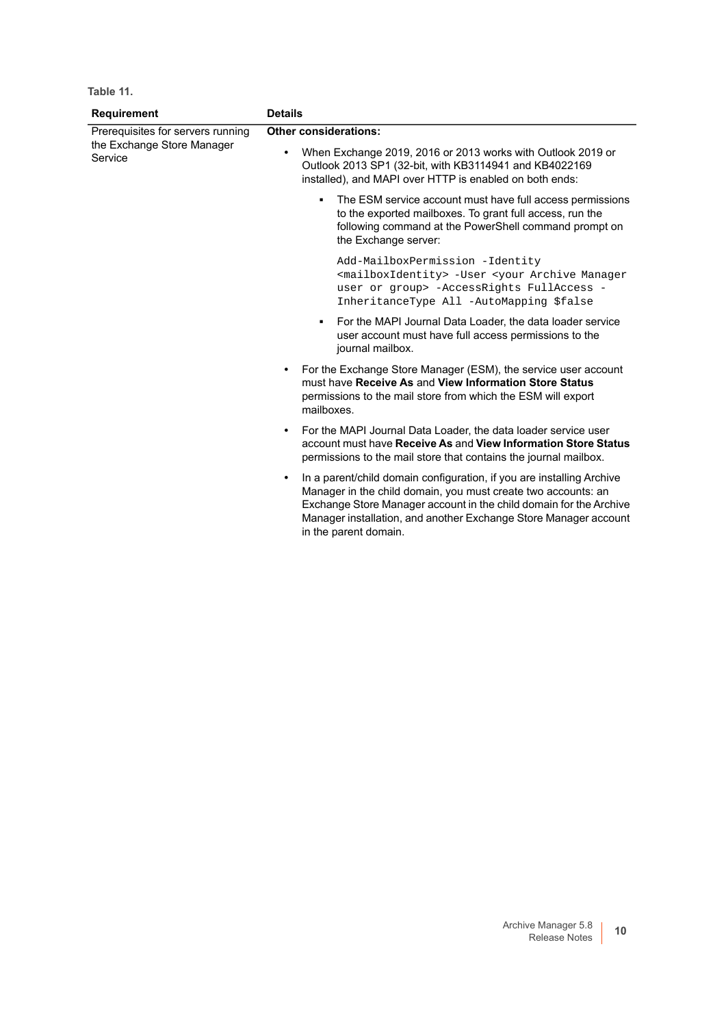**Table 11.**

| Requirement | Details |
|---|---|
| Prerequisites for servers running the Exchange Store Manager Service | **Other considerations:**<br>• When Exchange 2019, 2016 or 2013 works with Outlook 2019 or Outlook 2013 SP1 (32-bit, with KB3114941 and KB4022169 installed), and MAPI over HTTP is enabled on both ends:<br>&nbsp;&nbsp;▪ The ESM service account must have full access permissions to the exported mailboxes. To grant full access, run the following command at the PowerShell command prompt on the Exchange server:<br>&nbsp;&nbsp;`Add-MailboxPermission -Identity <mailboxIdentity> -User <your Archive Manager user or group> -AccessRights FullAccess -InheritanceType All -AutoMapping $false`<br>&nbsp;&nbsp;▪ For the MAPI Journal Data Loader, the data loader service user account must have full access permissions to the journal mailbox.<br>• For the Exchange Store Manager (ESM), the service user account must have **Receive As** and **View Information Store Status** permissions to the mail store from which the ESM will export mailboxes.<br>• For the MAPI Journal Data Loader, the data loader service user account must have **Receive As** and **View Information Store Status** permissions to the mail store that contains the journal mailbox.<br>• In a parent/child domain configuration, if you are installing Archive Manager in the child domain, you must create two accounts: an Exchange Store Manager account in the child domain for the Archive Manager installation, and another Exchange Store Manager account in the parent domain. |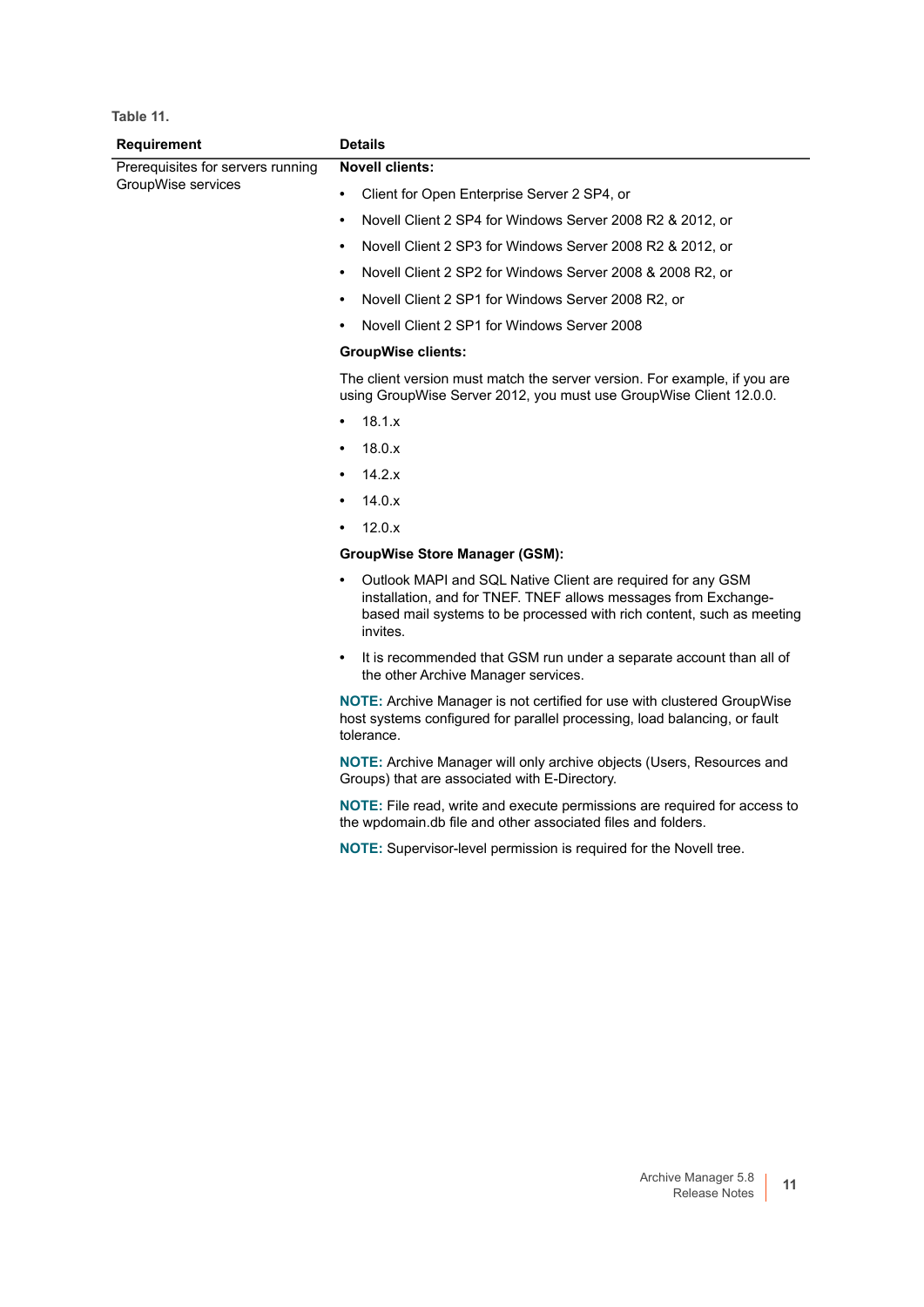**Table 11.**

| Requirement | Details |
|---|---|
| Prerequisites for servers running GroupWise services | **Novell clients:**<br>• Client for Open Enterprise Server 2 SP4, or<br>• Novell Client 2 SP4 for Windows Server 2008 R2 & 2012, or<br>• Novell Client 2 SP3 for Windows Server 2008 R2 & 2012, or<br>• Novell Client 2 SP2 for Windows Server 2008 & 2008 R2, or<br>• Novell Client 2 SP1 for Windows Server 2008 R2, or<br>• Novell Client 2 SP1 for Windows Server 2008<br>**GroupWise clients:**<br>The client version must match the server version. For example, if you are using GroupWise Server 2012, you must use GroupWise Client 12.0.0.<br>• 18.1.x<br>• 18.0.x<br>• 14.2.x<br>• 14.0.x<br>• 12.0.x<br>**GroupWise Store Manager (GSM):**<br>• Outlook MAPI and SQL Native Client are required for any GSM installation, and for TNEF. TNEF allows messages from Exchange-based mail systems to be processed with rich content, such as meeting invites.<br>• It is recommended that GSM run under a separate account than all of the other Archive Manager services.<br>**NOTE:** Archive Manager is not certified for use with clustered GroupWise host systems configured for parallel processing, load balancing, or fault tolerance.<br>**NOTE:** Archive Manager will only archive objects (Users, Resources and Groups) that are associated with E-Directory.<br>**NOTE:** File read, write and execute permissions are required for access to the wpdomain.db file and other associated files and folders.<br>**NOTE:** Supervisor-level permission is required for the Novell tree. |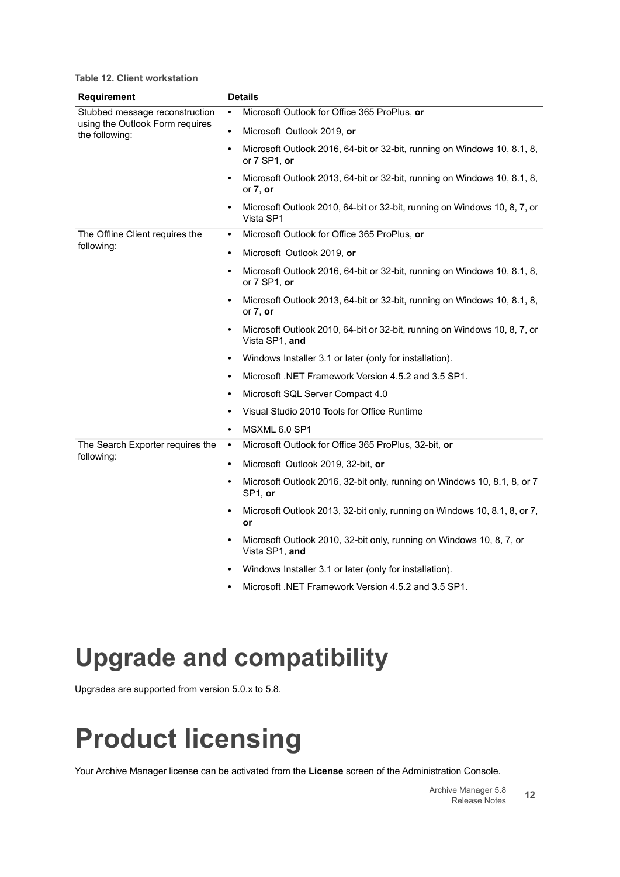**Table 12. Client workstation**

| Requirement | Details |
|---|---|
| Stubbed message reconstruction using the Outlook Form requires the following: | • Microsoft Outlook for Office 365 ProPlus, **or**<br>• Microsoft Outlook 2019, **or**<br>• Microsoft Outlook 2016, 64-bit or 32-bit, running on Windows 10, 8.1, 8, or 7 SP1, **or**<br>• Microsoft Outlook 2013, 64-bit or 32-bit, running on Windows 10, 8.1, 8, or 7, **or**<br>• Microsoft Outlook 2010, 64-bit or 32-bit, running on Windows 10, 8, 7, or Vista SP1 |
| The Offline Client requires the following: | • Microsoft Outlook for Office 365 ProPlus, **or**<br>• Microsoft Outlook 2019, **or**<br>• Microsoft Outlook 2016, 64-bit or 32-bit, running on Windows 10, 8.1, 8, or 7 SP1, **or**<br>• Microsoft Outlook 2013, 64-bit or 32-bit, running on Windows 10, 8.1, 8, or 7, **or**<br>• Microsoft Outlook 2010, 64-bit or 32-bit, running on Windows 10, 8, 7, or Vista SP1, **and**<br>• Windows Installer 3.1 or later (only for installation).<br>• Microsoft .NET Framework Version 4.5.2 and 3.5 SP1.<br>• Microsoft SQL Server Compact 4.0<br>• Visual Studio 2010 Tools for Office Runtime<br>• MSXML 6.0 SP1 |
| The Search Exporter requires the following: | • Microsoft Outlook for Office 365 ProPlus, 32-bit, **or**<br>• Microsoft Outlook 2019, 32-bit, **or**<br>• Microsoft Outlook 2016, 32-bit only, running on Windows 10, 8.1, 8, or 7 SP1, **or**<br>• Microsoft Outlook 2013, 32-bit only, running on Windows 10, 8.1, 8, or 7, **or**<br>• Microsoft Outlook 2010, 32-bit only, running on Windows 10, 8, 7, or Vista SP1, **and**<br>• Windows Installer 3.1 or later (only for installation).<br>• Microsoft .NET Framework Version 4.5.2 and 3.5 SP1. |

# Upgrade and compatibility

Upgrades are supported from version 5.0.x to 5.8.

# Product licensing

Your Archive Manager license can be activated from the **License** screen of the Administration Console.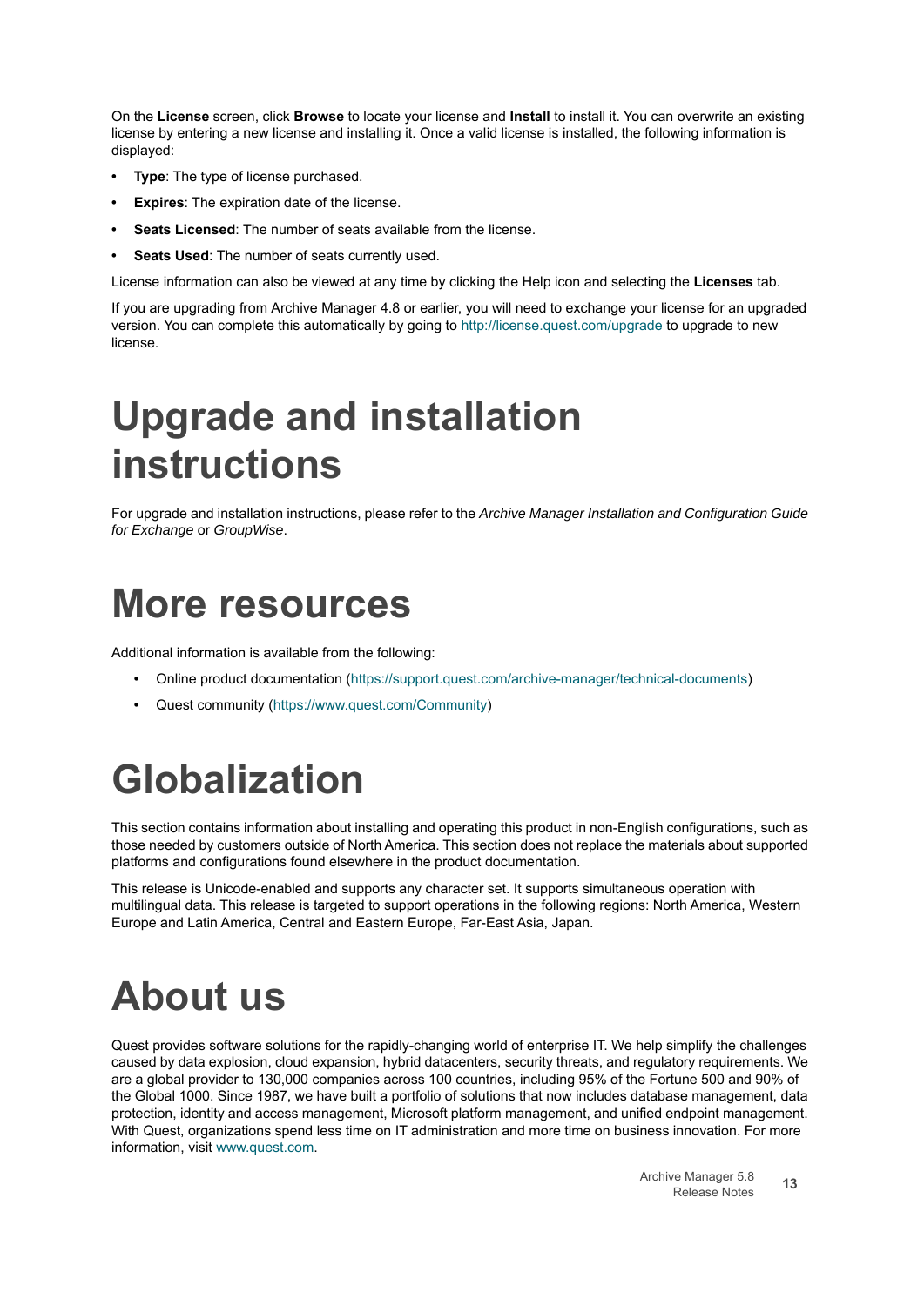On the **License** screen, click **Browse** to locate your license and **Install** to install it. You can overwrite an existing license by entering a new license and installing it. Once a valid license is installed, the following information is displayed:

- **Type**: The type of license purchased.
- **Expires**: The expiration date of the license.
- **Seats Licensed**: The number of seats available from the license.
- **Seats Used**: The number of seats currently used.

License information can also be viewed at any time by clicking the Help icon and selecting the **Licenses** tab.

If you are upgrading from Archive Manager 4.8 or earlier, you will need to exchange your license for an upgraded version. You can complete this automatically by going to http://license.quest.com/upgrade to upgrade to new license.

# Upgrade and installation instructions

For upgrade and installation instructions, please refer to the *Archive Manager Installation and Configuration Guide for Exchange* or *GroupWise*.

# More resources

Additional information is available from the following:

- Online product documentation (https://support.quest.com/archive-manager/technical-documents)
- Quest community (https://www.quest.com/Community)

# Globalization

This section contains information about installing and operating this product in non-English configurations, such as those needed by customers outside of North America. This section does not replace the materials about supported platforms and configurations found elsewhere in the product documentation.

This release is Unicode-enabled and supports any character set. It supports simultaneous operation with multilingual data. This release is targeted to support operations in the following regions: North America, Western Europe and Latin America, Central and Eastern Europe, Far-East Asia, Japan.

# About us

Quest provides software solutions for the rapidly-changing world of enterprise IT. We help simplify the challenges caused by data explosion, cloud expansion, hybrid datacenters, security threats, and regulatory requirements. We are a global provider to 130,000 companies across 100 countries, including 95% of the Fortune 500 and 90% of the Global 1000. Since 1987, we have built a portfolio of solutions that now includes database management, data protection, identity and access management, Microsoft platform management, and unified endpoint management. With Quest, organizations spend less time on IT administration and more time on business innovation. For more information, visit www.quest.com.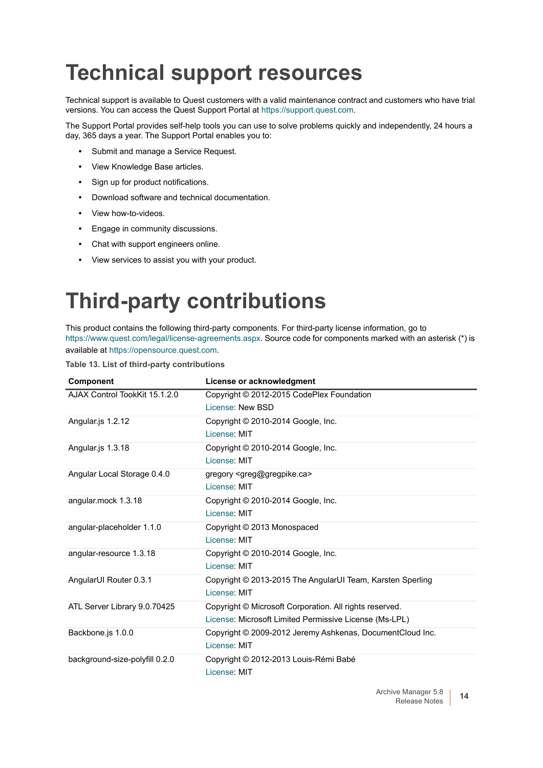# Technical support resources

Technical support is available to Quest customers with a valid maintenance contract and customers who have trial versions. You can access the Quest Support Portal at https://support.quest.com.

The Support Portal provides self-help tools you can use to solve problems quickly and independently, 24 hours a day, 365 days a year. The Support Portal enables you to:

- Submit and manage a Service Request.
- View Knowledge Base articles.
- Sign up for product notifications.
- Download software and technical documentation.
- View how-to-videos.
- Engage in community discussions.
- Chat with support engineers online.
- View services to assist you with your product.

# Third-party contributions

This product contains the following third-party components. For third-party license information, go to https://www.quest.com/legal/license-agreements.aspx. Source code for components marked with an asterisk (*) is available at https://opensource.quest.com.

**Table 13. List of third-party contributions**

| Component | License or acknowledgment |
|---|---|
| AJAX Control TookKit 15.1.2.0 | Copyright © 2012-2015 CodePlex Foundation<br>License: New BSD |
| Angular.js 1.2.12 | Copyright © 2010-2014 Google, Inc.<br>License: MIT |
| Angular.js 1.3.18 | Copyright © 2010-2014 Google, Inc.<br>License: MIT |
| Angular Local Storage 0.4.0 | gregory <greg@gregpike.ca><br>License: MIT |
| angular.mock 1.3.18 | Copyright © 2010-2014 Google, Inc.<br>License: MIT |
| angular-placeholder 1.1.0 | Copyright © 2013 Monospaced<br>License: MIT |
| angular-resource 1.3.18 | Copyright © 2010-2014 Google, Inc.<br>License: MIT |
| AngularUI Router 0.3.1 | Copyright © 2013-2015 The AngularUI Team, Karsten Sperling<br>License: MIT |
| ATL Server Library 9.0.70425 | Copyright © Microsoft Corporation. All rights reserved.<br>License: Microsoft Limited Permissive License (Ms-LPL) |
| Backbone.js 1.0.0 | Copyright © 2009-2012 Jeremy Ashkenas, DocumentCloud Inc.<br>License: MIT |
| background-size-polyfill 0.2.0 | Copyright © 2012-2013 Louis-Rémi Babé<br>License: MIT |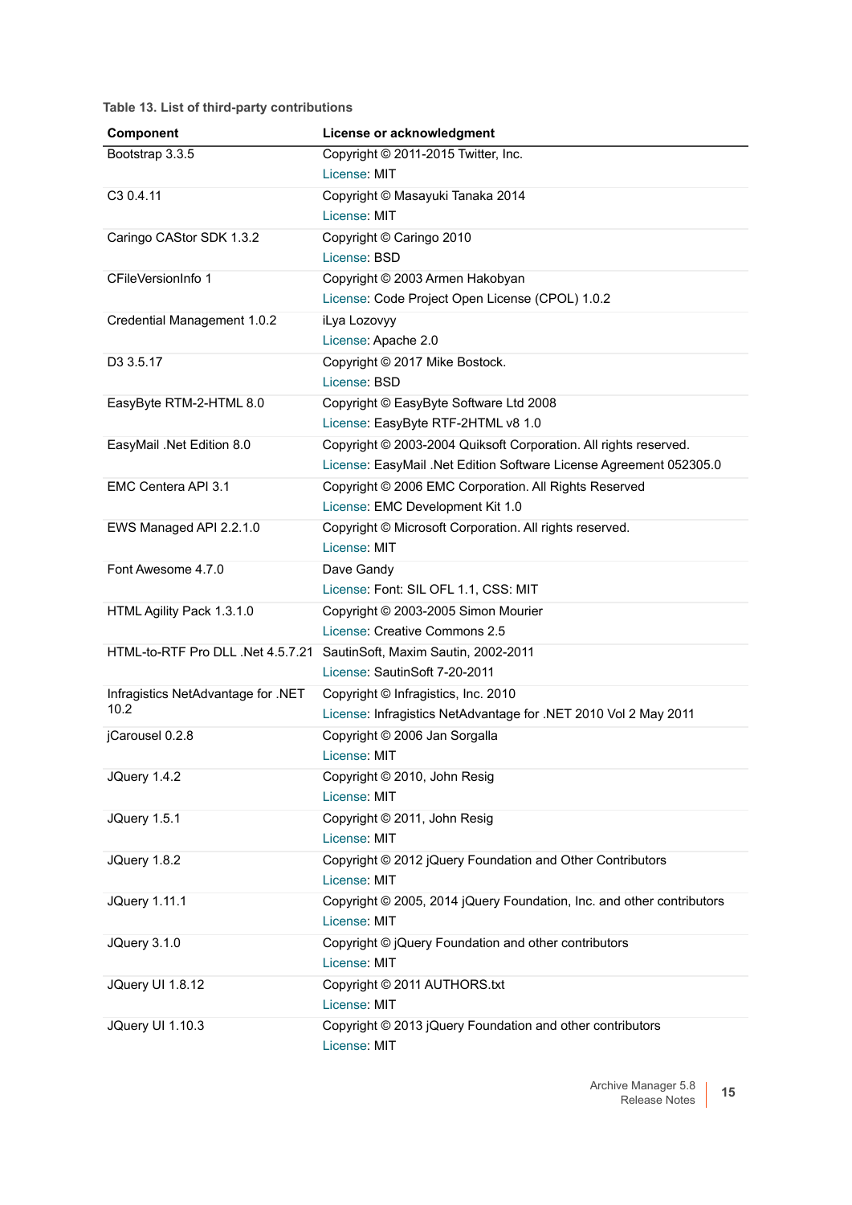**Table 13. List of third-party contributions**

| Component | License or acknowledgment |
|---|---|
| Bootstrap 3.3.5 | Copyright © 2011-2015 Twitter, Inc.<br>License: MIT |
| C3 0.4.11 | Copyright © Masayuki Tanaka 2014<br>License: MIT |
| Caringo CAStor SDK 1.3.2 | Copyright © Caringo 2010<br>License: BSD |
| CFileVersionInfo 1 | Copyright © 2003 Armen Hakobyan<br>License: Code Project Open License (CPOL) 1.0.2 |
| Credential Management 1.0.2 | iLya Lozovyy<br>License: Apache 2.0 |
| D3 3.5.17 | Copyright © 2017 Mike Bostock.<br>License: BSD |
| EasyByte RTM-2-HTML 8.0 | Copyright © EasyByte Software Ltd 2008<br>License: EasyByte RTF-2HTML v8 1.0 |
| EasyMail .Net Edition 8.0 | Copyright © 2003-2004 Quiksoft Corporation. All rights reserved.<br>License: EasyMail .Net Edition Software License Agreement 052305.0 |
| EMC Centera API 3.1 | Copyright © 2006 EMC Corporation. All Rights Reserved<br>License: EMC Development Kit 1.0 |
| EWS Managed API 2.2.1.0 | Copyright © Microsoft Corporation. All rights reserved.<br>License: MIT |
| Font Awesome 4.7.0 | Dave Gandy<br>License: Font: SIL OFL 1.1, CSS: MIT |
| HTML Agility Pack 1.3.1.0 | Copyright © 2003-2005 Simon Mourier<br>License: Creative Commons 2.5 |
| HTML-to-RTF Pro DLL .Net 4.5.7.21 | SautinSoft, Maxim Sautin, 2002-2011<br>License: SautinSoft 7-20-2011 |
| Infragistics NetAdvantage for .NET 10.2 | Copyright © Infragistics, Inc. 2010<br>License: Infragistics NetAdvantage for .NET 2010 Vol 2 May 2011 |
| jCarousel 0.2.8 | Copyright © 2006 Jan Sorgalla<br>License: MIT |
| JQuery 1.4.2 | Copyright © 2010, John Resig<br>License: MIT |
| JQuery 1.5.1 | Copyright © 2011, John Resig<br>License: MIT |
| JQuery 1.8.2 | Copyright © 2012 jQuery Foundation and Other Contributors<br>License: MIT |
| JQuery 1.11.1 | Copyright © 2005, 2014 jQuery Foundation, Inc. and other contributors<br>License: MIT |
| JQuery 3.1.0 | Copyright © jQuery Foundation and other contributors<br>License: MIT |
| JQuery UI 1.8.12 | Copyright © 2011 AUTHORS.txt<br>License: MIT |
| JQuery UI 1.10.3 | Copyright © 2013 jQuery Foundation and other contributors<br>License: MIT |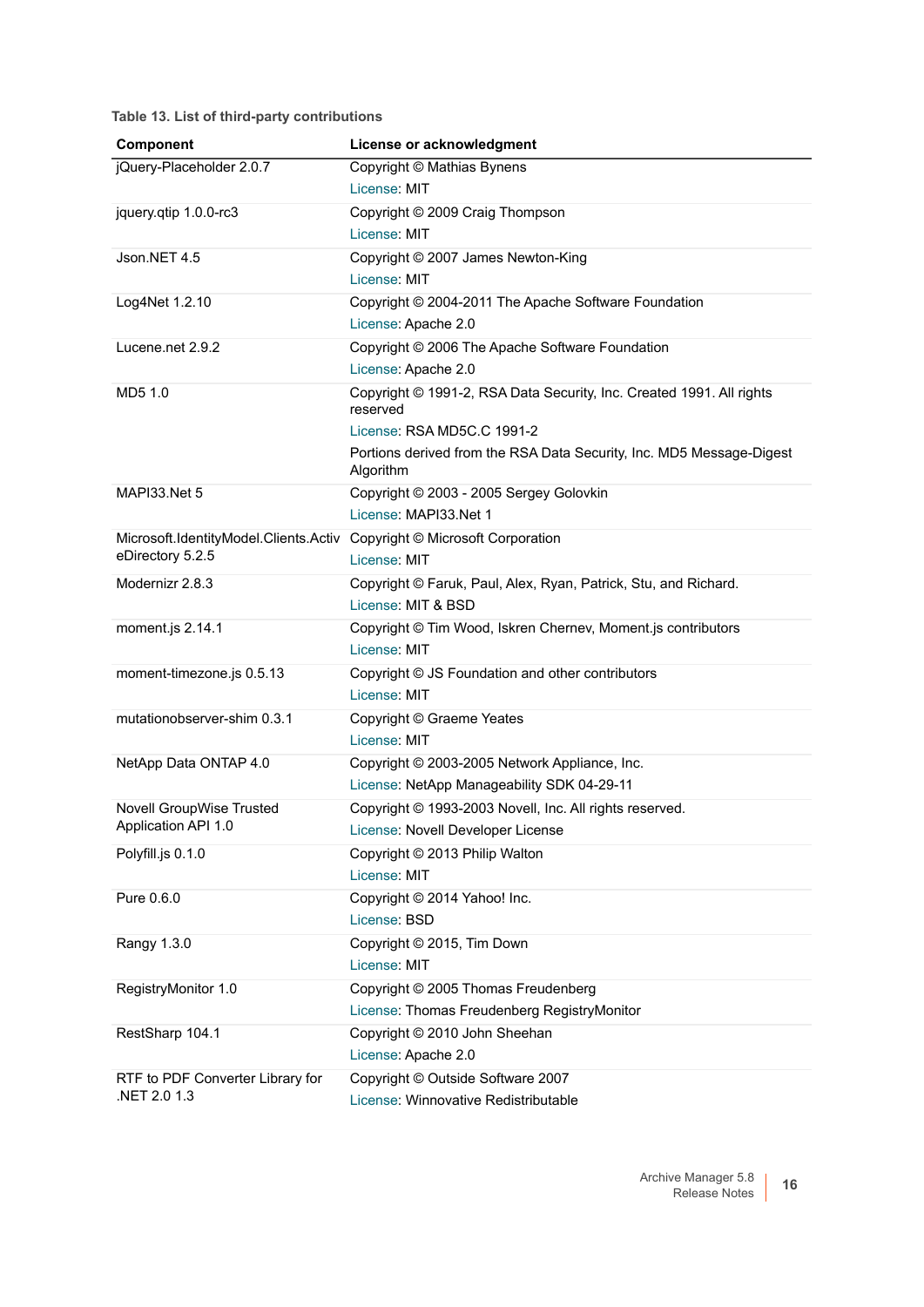**Table 13. List of third-party contributions**

| Component | License or acknowledgment |
|---|---|
| jQuery-Placeholder 2.0.7 | Copyright © Mathias Bynens<br>License: MIT |
| jquery.qtip 1.0.0-rc3 | Copyright © 2009 Craig Thompson<br>License: MIT |
| Json.NET 4.5 | Copyright © 2007 James Newton-King<br>License: MIT |
| Log4Net 1.2.10 | Copyright © 2004-2011 The Apache Software Foundation<br>License: Apache 2.0 |
| Lucene.net 2.9.2 | Copyright © 2006 The Apache Software Foundation<br>License: Apache 2.0 |
| MD5 1.0 | Copyright © 1991-2, RSA Data Security, Inc. Created 1991. All rights reserved<br>License: RSA MD5C.C 1991-2<br>Portions derived from the RSA Data Security, Inc. MD5 Message-Digest Algorithm |
| MAPI33.Net 5 | Copyright © 2003 - 2005 Sergey Golovkin<br>License: MAPI33.Net 1 |
| Microsoft.IdentityModel.Clients.ActiveDirectory 5.2.5 | Copyright © Microsoft Corporation<br>License: MIT |
| Modernizr 2.8.3 | Copyright © Faruk, Paul, Alex, Ryan, Patrick, Stu, and Richard.<br>License: MIT & BSD |
| moment.js 2.14.1 | Copyright © Tim Wood, Iskren Chernev, Moment.js contributors<br>License: MIT |
| moment-timezone.js 0.5.13 | Copyright © JS Foundation and other contributors<br>License: MIT |
| mutationobserver-shim 0.3.1 | Copyright © Graeme Yeates<br>License: MIT |
| NetApp Data ONTAP 4.0 | Copyright © 2003-2005 Network Appliance, Inc.<br>License: NetApp Manageability SDK 04-29-11 |
| Novell GroupWise Trusted Application API 1.0 | Copyright © 1993-2003 Novell, Inc. All rights reserved.<br>License: Novell Developer License |
| Polyfill.js 0.1.0 | Copyright © 2013 Philip Walton<br>License: MIT |
| Pure 0.6.0 | Copyright © 2014 Yahoo! Inc.<br>License: BSD |
| Rangy 1.3.0 | Copyright © 2015, Tim Down<br>License: MIT |
| RegistryMonitor 1.0 | Copyright © 2005 Thomas Freudenberg<br>License: Thomas Freudenberg RegistryMonitor |
| RestSharp 104.1 | Copyright © 2010 John Sheehan<br>License: Apache 2.0 |
| RTF to PDF Converter Library for .NET 2.0 1.3 | Copyright © Outside Software 2007<br>License: Winnovative Redistributable |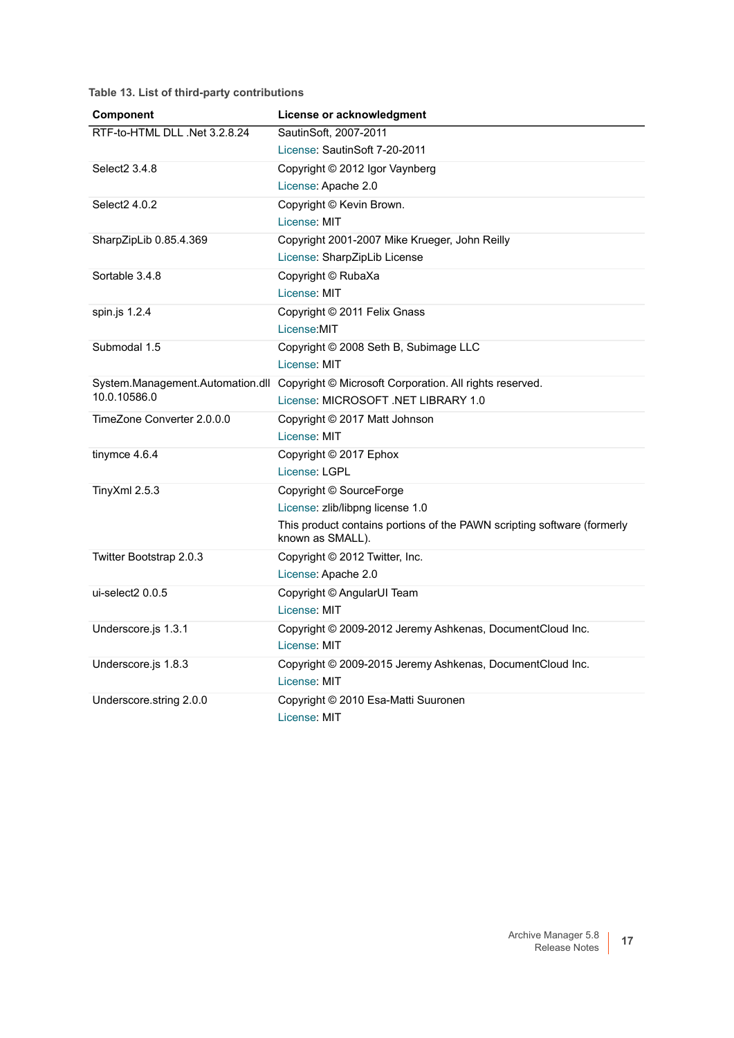Table 13. List of third-party contributions

| Component | License or acknowledgment |
|---|---|
| RTF-to-HTML DLL .Net 3.2.8.24 | SautinSoft, 2007-2011<br>License: SautinSoft 7-20-2011 |
| Select2 3.4.8 | Copyright © 2012 Igor Vaynberg<br>License: Apache 2.0 |
| Select2 4.0.2 | Copyright © Kevin Brown.<br>License: MIT |
| SharpZipLib 0.85.4.369 | Copyright 2001-2007 Mike Krueger, John Reilly<br>License: SharpZipLib License |
| Sortable 3.4.8 | Copyright © RubaXa<br>License: MIT |
| spin.js 1.2.4 | Copyright © 2011 Felix Gnass<br>License:MIT |
| Submodal 1.5 | Copyright © 2008 Seth B, Subimage LLC<br>License: MIT |
| System.Management.Automation.dll 10.0.10586.0 | Copyright © Microsoft Corporation. All rights reserved.<br>License: MICROSOFT .NET LIBRARY 1.0 |
| TimeZone Converter 2.0.0.0 | Copyright © 2017 Matt Johnson<br>License: MIT |
| tinymce 4.6.4 | Copyright © 2017 Ephox<br>License: LGPL |
| TinyXml 2.5.3 | Copyright © SourceForge<br>License: zlib/libpng license 1.0<br>This product contains portions of the PAWN scripting software (formerly known as SMALL). |
| Twitter Bootstrap 2.0.3 | Copyright © 2012 Twitter, Inc.<br>License: Apache 2.0 |
| ui-select2 0.0.5 | Copyright © AngularUI Team<br>License: MIT |
| Underscore.js 1.3.1 | Copyright © 2009-2012 Jeremy Ashkenas, DocumentCloud Inc.<br>License: MIT |
| Underscore.js 1.8.3 | Copyright © 2009-2015 Jeremy Ashkenas, DocumentCloud Inc.<br>License: MIT |
| Underscore.string 2.0.0 | Copyright © 2010 Esa-Matti Suuronen<br>License: MIT |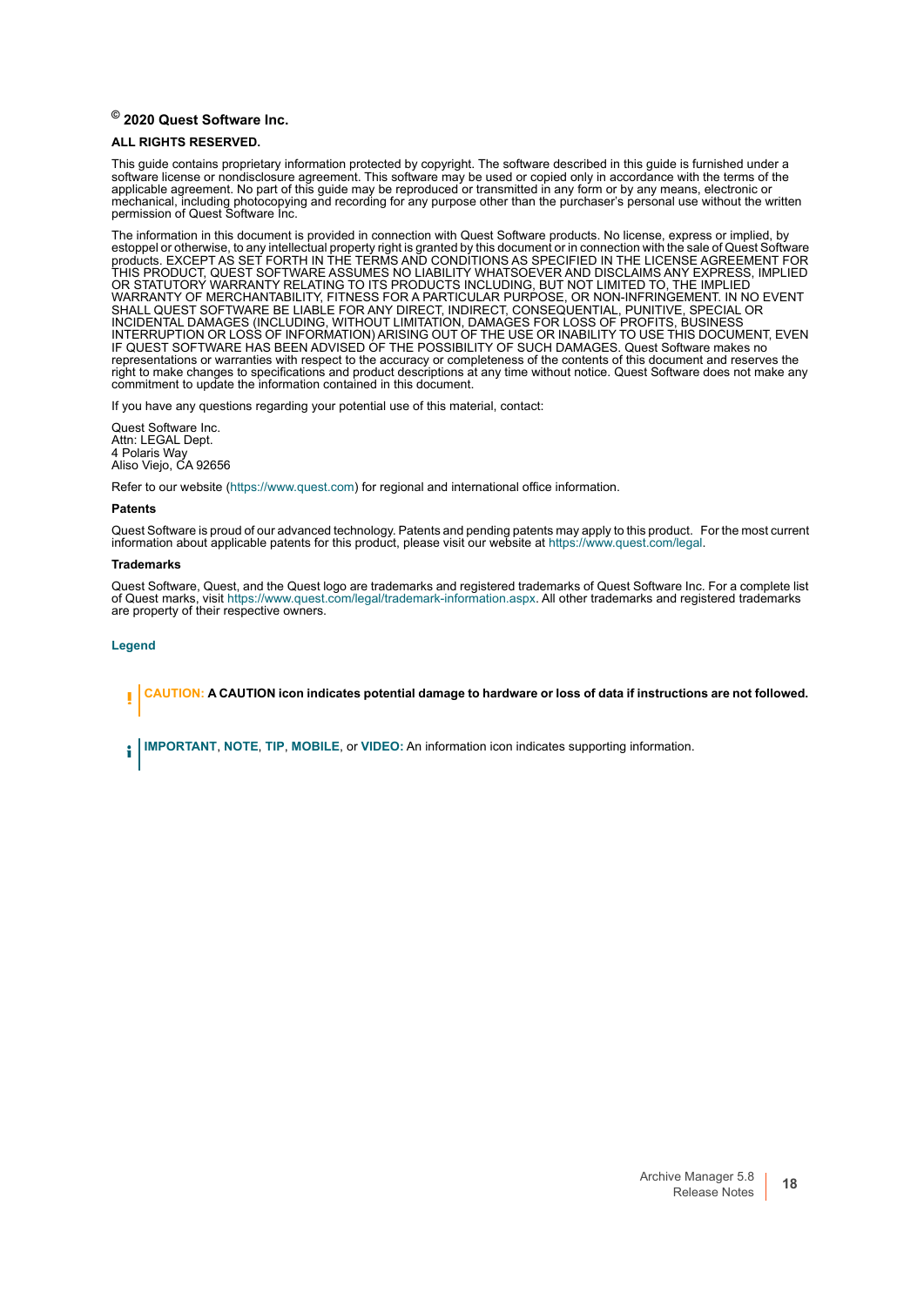**© 2020 Quest Software Inc.**

**ALL RIGHTS RESERVED.**

This guide contains proprietary information protected by copyright. The software described in this guide is furnished under a software license or nondisclosure agreement. This software may be used or copied only in accordance with the terms of the applicable agreement. No part of this guide may be reproduced or transmitted in any form or by any means, electronic or mechanical, including photocopying and recording for any purpose other than the purchaser's personal use without the written permission of Quest Software Inc.

The information in this document is provided in connection with Quest Software products. No license, express or implied, by estoppel or otherwise, to any intellectual property right is granted by this document or in connection with the sale of Quest Software products. EXCEPT AS SET FORTH IN THE TERMS AND CONDITIONS AS SPECIFIED IN THE LICENSE AGREEMENT FOR THIS PRODUCT, QUEST SOFTWARE ASSUMES NO LIABILITY WHATSOEVER AND DISCLAIMS ANY EXPRESS, IMPLIED OR STATUTORY WARRANTY RELATING TO ITS PRODUCTS INCLUDING, BUT NOT LIMITED TO, THE IMPLIED WARRANTY OF MERCHANTABILITY, FITNESS FOR A PARTICULAR PURPOSE, OR NON-INFRINGEMENT. IN NO EVENT SHALL QUEST SOFTWARE BE LIABLE FOR ANY DIRECT, INDIRECT, CONSEQUENTIAL, PUNITIVE, SPECIAL OR INCIDENTAL DAMAGES (INCLUDING, WITHOUT LIMITATION, DAMAGES FOR LOSS OF PROFITS, BUSINESS INTERRUPTION OR LOSS OF INFORMATION) ARISING OUT OF THE USE OR INABILITY TO USE THIS DOCUMENT, EVEN IF QUEST SOFTWARE HAS BEEN ADVISED OF THE POSSIBILITY OF SUCH DAMAGES. Quest Software makes no representations or warranties with respect to the accuracy or completeness of the contents of this document and reserves the right to make changes to specifications and product descriptions at any time without notice. Quest Software does not make any commitment to update the information contained in this document.

If you have any questions regarding your potential use of this material, contact:

Quest Software Inc.
Attn: LEGAL Dept.
4 Polaris Way
Aliso Viejo, CA 92656

Refer to our website (https://www.quest.com) for regional and international office information.

**Patents**

Quest Software is proud of our advanced technology. Patents and pending patents may apply to this product. For the most current information about applicable patents for this product, please visit our website at https://www.quest.com/legal.

**Trademarks**

Quest Software, Quest, and the Quest logo are trademarks and registered trademarks of Quest Software Inc. For a complete list of Quest marks, visit https://www.quest.com/legal/trademark-information.aspx. All other trademarks and registered trademarks are property of their respective owners.

**Legend**

**CAUTION: A CAUTION icon indicates potential damage to hardware or loss of data if instructions are not followed.**

**IMPORTANT**, **NOTE**, **TIP**, **MOBILE**, or **VIDEO:** An information icon indicates supporting information.